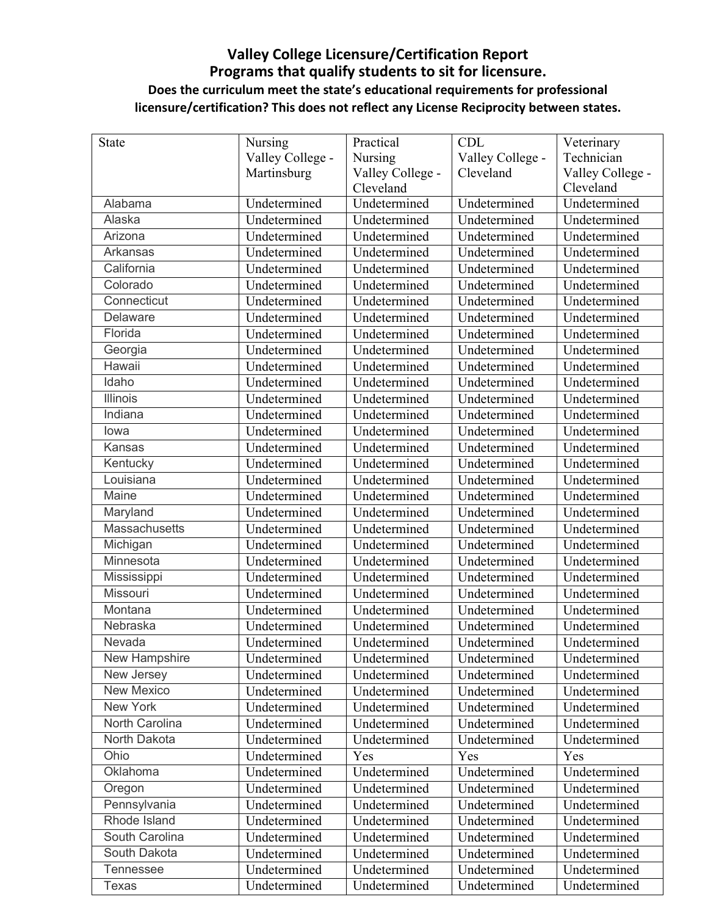# Valley College Licensure/Certification Report

## Programs that qualify students to sit for licensure.

**Does the curriculum meet the state's educational requirements for professional licensure/certification? This does not reflect any License Reciprocity between states.**

| State | Nursing Valley College - Martinsburg | Practical Nursing Valley College - Cleveland | CDL Valley College - Cleveland | Veterinary Technician Valley College - Cleveland |
|---|---|---|---|---|
| Alabama | Undetermined | Undetermined | Undetermined | Undetermined |
| Alaska | Undetermined | Undetermined | Undetermined | Undetermined |
| Arizona | Undetermined | Undetermined | Undetermined | Undetermined |
| Arkansas | Undetermined | Undetermined | Undetermined | Undetermined |
| California | Undetermined | Undetermined | Undetermined | Undetermined |
| Colorado | Undetermined | Undetermined | Undetermined | Undetermined |
| Connecticut | Undetermined | Undetermined | Undetermined | Undetermined |
| Delaware | Undetermined | Undetermined | Undetermined | Undetermined |
| Florida | Undetermined | Undetermined | Undetermined | Undetermined |
| Georgia | Undetermined | Undetermined | Undetermined | Undetermined |
| Hawaii | Undetermined | Undetermined | Undetermined | Undetermined |
| Idaho | Undetermined | Undetermined | Undetermined | Undetermined |
| Illinois | Undetermined | Undetermined | Undetermined | Undetermined |
| Indiana | Undetermined | Undetermined | Undetermined | Undetermined |
| Iowa | Undetermined | Undetermined | Undetermined | Undetermined |
| Kansas | Undetermined | Undetermined | Undetermined | Undetermined |
| Kentucky | Undetermined | Undetermined | Undetermined | Undetermined |
| Louisiana | Undetermined | Undetermined | Undetermined | Undetermined |
| Maine | Undetermined | Undetermined | Undetermined | Undetermined |
| Maryland | Undetermined | Undetermined | Undetermined | Undetermined |
| Massachusetts | Undetermined | Undetermined | Undetermined | Undetermined |
| Michigan | Undetermined | Undetermined | Undetermined | Undetermined |
| Minnesota | Undetermined | Undetermined | Undetermined | Undetermined |
| Mississippi | Undetermined | Undetermined | Undetermined | Undetermined |
| Missouri | Undetermined | Undetermined | Undetermined | Undetermined |
| Montana | Undetermined | Undetermined | Undetermined | Undetermined |
| Nebraska | Undetermined | Undetermined | Undetermined | Undetermined |
| Nevada | Undetermined | Undetermined | Undetermined | Undetermined |
| New Hampshire | Undetermined | Undetermined | Undetermined | Undetermined |
| New Jersey | Undetermined | Undetermined | Undetermined | Undetermined |
| New Mexico | Undetermined | Undetermined | Undetermined | Undetermined |
| New York | Undetermined | Undetermined | Undetermined | Undetermined |
| North Carolina | Undetermined | Undetermined | Undetermined | Undetermined |
| North Dakota | Undetermined | Undetermined | Undetermined | Undetermined |
| Ohio | Undetermined | Yes | Yes | Yes |
| Oklahoma | Undetermined | Undetermined | Undetermined | Undetermined |
| Oregon | Undetermined | Undetermined | Undetermined | Undetermined |
| Pennsylvania | Undetermined | Undetermined | Undetermined | Undetermined |
| Rhode Island | Undetermined | Undetermined | Undetermined | Undetermined |
| South Carolina | Undetermined | Undetermined | Undetermined | Undetermined |
| South Dakota | Undetermined | Undetermined | Undetermined | Undetermined |
| Tennessee | Undetermined | Undetermined | Undetermined | Undetermined |
| Texas | Undetermined | Undetermined | Undetermined | Undetermined |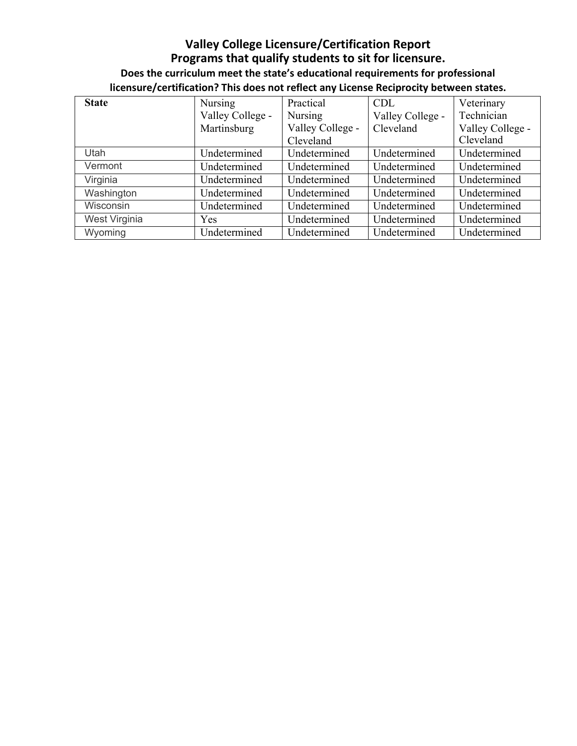# Valley College Licensure/Certification Report

## Programs that qualify students to sit for licensure.

### Does the curriculum meet the state's educational requirements for professional licensure/certification? This does not reflect any License Reciprocity between states.

| **State** | Nursing Valley College - Martinsburg | Practical Nursing Valley College - Cleveland | CDL Valley College - Cleveland | Veterinary Technician Valley College - Cleveland |
|---|---|---|---|---|
| Utah | Undetermined | Undetermined | Undetermined | Undetermined |
| Vermont | Undetermined | Undetermined | Undetermined | Undetermined |
| Virginia | Undetermined | Undetermined | Undetermined | Undetermined |
| Washington | Undetermined | Undetermined | Undetermined | Undetermined |
| Wisconsin | Undetermined | Undetermined | Undetermined | Undetermined |
| West Virginia | Yes | Undetermined | Undetermined | Undetermined |
| Wyoming | Undetermined | Undetermined | Undetermined | Undetermined |